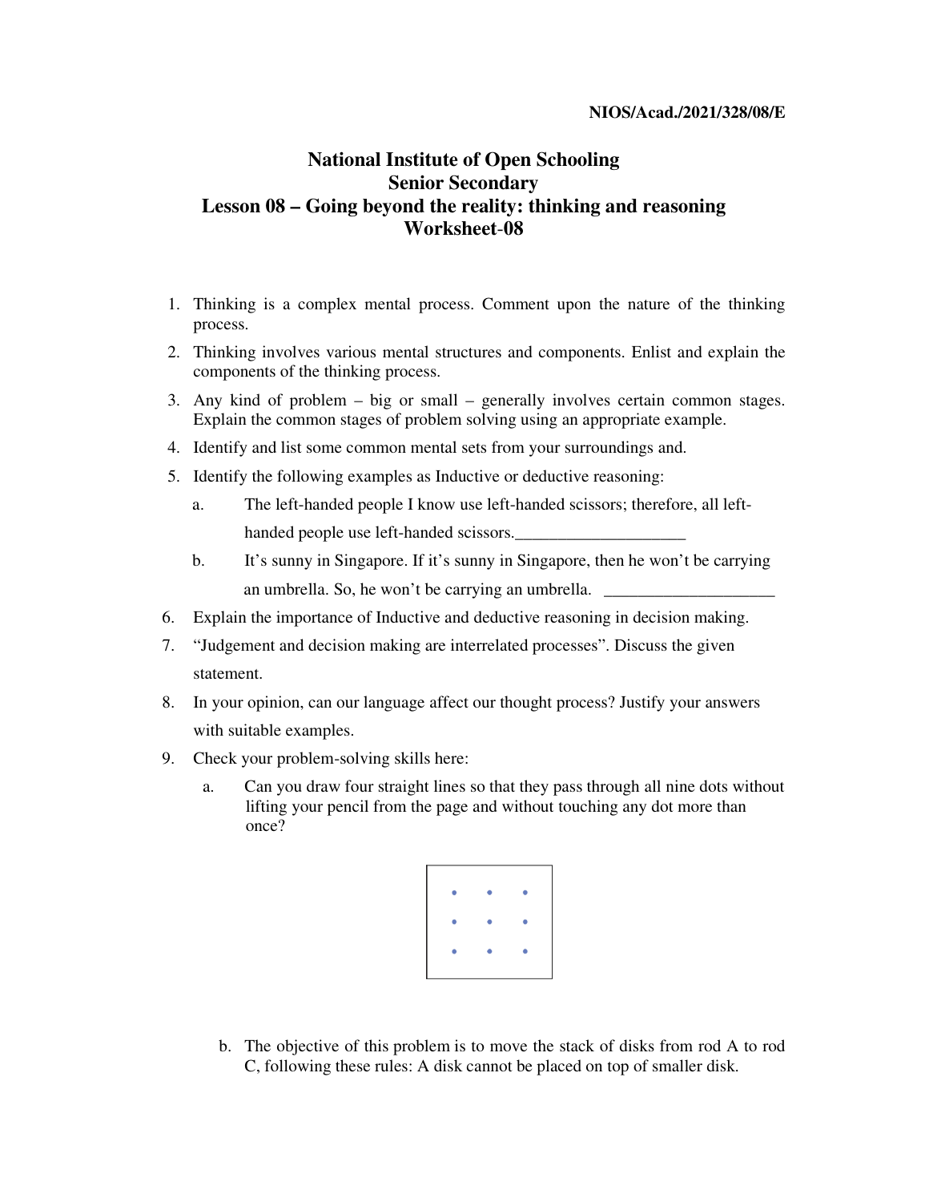NIOS/Acad./2021/328/08/E

# National Institute of Open Schooling
## Senior Secondary
## Lesson 08 – Going beyond the reality: thinking and reasoning
## Worksheet-08

1. Thinking is a complex mental process. Comment upon the nature of the thinking process.
2. Thinking involves various mental structures and components. Enlist and explain the components of the thinking process.
3. Any kind of problem – big or small – generally involves certain common stages. Explain the common stages of problem solving using an appropriate example.
4. Identify and list some common mental sets from your surroundings and.
5. Identify the following examples as Inductive or deductive reasoning:
   a. The left-handed people I know use left-handed scissors; therefore, all left-handed people use left-handed scissors.____________________
   b. It's sunny in Singapore. If it's sunny in Singapore, then he won't be carrying an umbrella. So, he won't be carrying an umbrella. ____________________
6. Explain the importance of Inductive and deductive reasoning in decision making.
7. "Judgement and decision making are interrelated processes". Discuss the given statement.
8. In your opinion, can our language affect our thought process? Justify your answers with suitable examples.
9. Check your problem-solving skills here:
   a. Can you draw four straight lines so that they pass through all nine dots without lifting your pencil from the page and without touching any dot more than once?

   ```
   •  •  •
   •  •  •
   •  •  •
   ```

   b. The objective of this problem is to move the stack of disks from rod A to rod C, following these rules: A disk cannot be placed on top of smaller disk.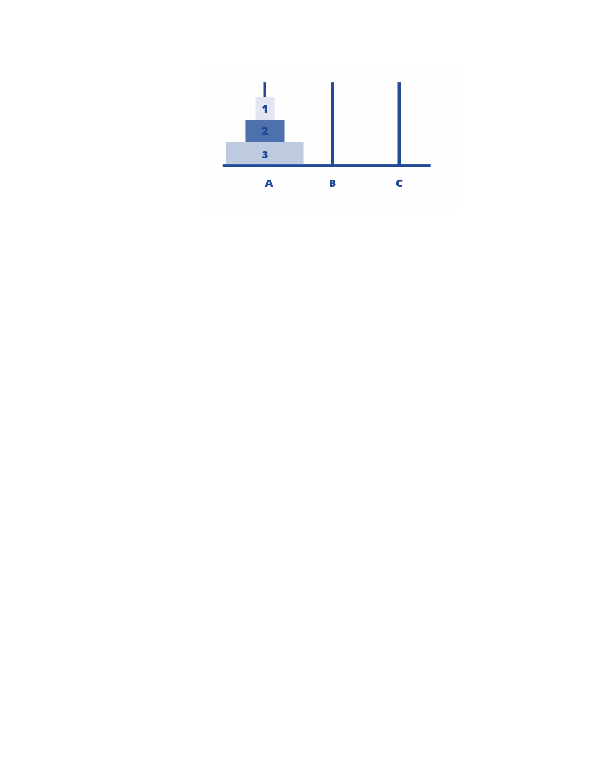1

2

3

A

B

C